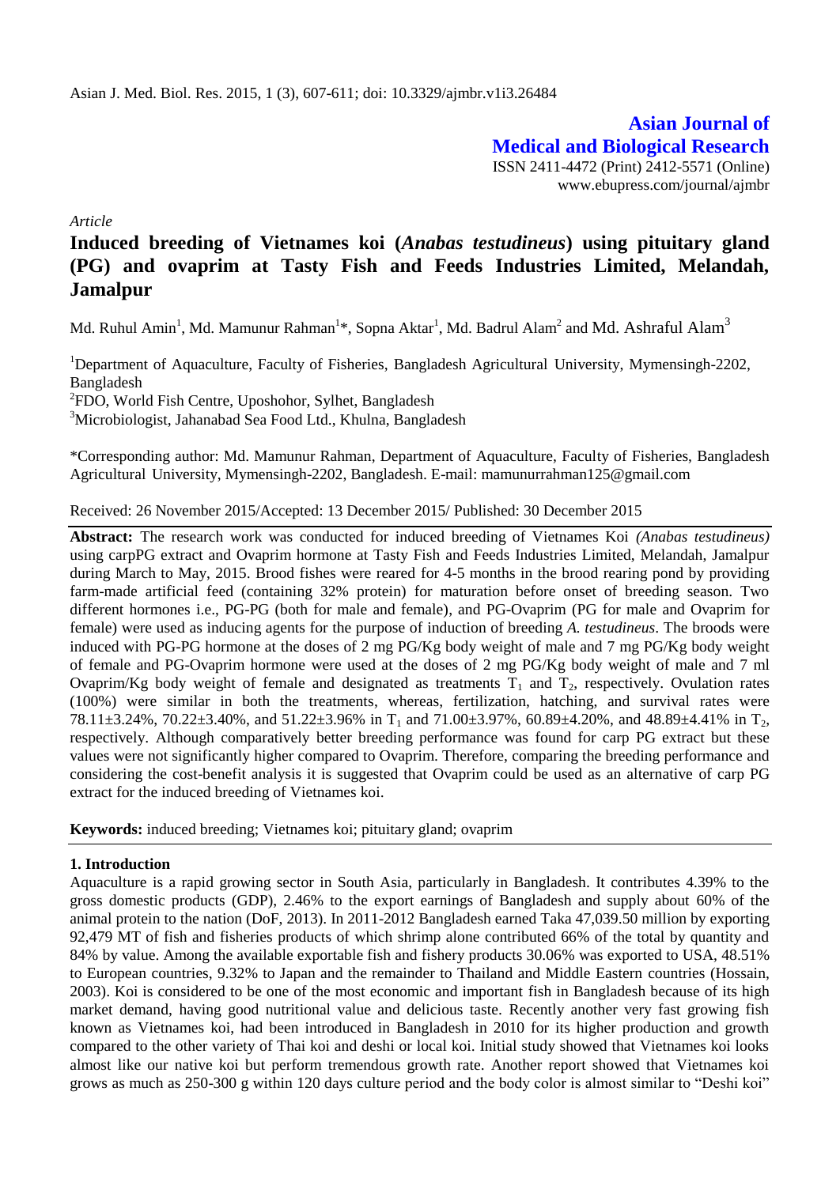*Article*

# Induced breeding of Vietnames koi (*Anabas testudineus*) using pituitary gland (PG) and ovaprim at Tasty Fish and Feeds Industries Limited, Melandah, Jamalpur

Md. Ruhul Amin[1], Md. Mamunur Rahman[1]*, Sopna Aktar[1], Md. Badrul Alam[2] and Md. Ashraful Alam[3]

[1]Department of Aquaculture, Faculty of Fisheries, Bangladesh Agricultural University, Mymensingh-2202, Bangladesh

[2]FDO, World Fish Centre, Uposhohor, Sylhet, Bangladesh

[3]Microbiologist, Jahanabad Sea Food Ltd., Khulna, Bangladesh

*Corresponding author: Md. Mamunur Rahman, Department of Aquaculture, Faculty of Fisheries, Bangladesh Agricultural University, Mymensingh-2202, Bangladesh. E-mail: mamunurrahman125@gmail.com

Received: 26 November 2015/Accepted: 13 December 2015/ Published: 30 December 2015

**Abstract:** The research work was conducted for induced breeding of Vietnames Koi *(Anabas testudineus)* using carpPG extract and Ovaprim hormone at Tasty Fish and Feeds Industries Limited, Melandah, Jamalpur during March to May, 2015. Brood fishes were reared for 4-5 months in the brood rearing pond by providing farm-made artificial feed (containing 32% protein) for maturation before onset of breeding season. Two different hormones i.e., PG-PG (both for male and female), and PG-Ovaprim (PG for male and Ovaprim for female) were used as inducing agents for the purpose of induction of breeding *A. testudineus*. The broods were induced with PG-PG hormone at the doses of 2 mg PG/Kg body weight of male and 7 mg PG/Kg body weight of female and PG-Ovaprim hormone were used at the doses of 2 mg PG/Kg body weight of male and 7 ml Ovaprim/Kg body weight of female and designated as treatments $T_1$ and $T_2$, respectively. Ovulation rates (100%) were similar in both the treatments, whereas, fertilization, hatching, and survival rates were 78.11±3.24%, 70.22±3.40%, and 51.22±3.96% in $T_1$ and 71.00±3.97%, 60.89±4.20%, and 48.89±4.41% in $T_2$, respectively. Although comparatively better breeding performance was found for carp PG extract but these values were not significantly higher compared to Ovaprim. Therefore, comparing the breeding performance and considering the cost-benefit analysis it is suggested that Ovaprim could be used as an alternative of carp PG extract for the induced breeding of Vietnames koi.

**Keywords:** induced breeding; Vietnames koi; pituitary gland; ovaprim

## 1. Introduction

Aquaculture is a rapid growing sector in South Asia, particularly in Bangladesh. It contributes 4.39% to the gross domestic products (GDP), 2.46% to the export earnings of Bangladesh and supply about 60% of the animal protein to the nation (DoF, 2013). In 2011-2012 Bangladesh earned Taka 47,039.50 million by exporting 92,479 MT of fish and fisheries products of which shrimp alone contributed 66% of the total by quantity and 84% by value. Among the available exportable fish and fishery products 30.06% was exported to USA, 48.51% to European countries, 9.32% to Japan and the remainder to Thailand and Middle Eastern countries (Hossain, 2003). Koi is considered to be one of the most economic and important fish in Bangladesh because of its high market demand, having good nutritional value and delicious taste. Recently another very fast growing fish known as Vietnames koi, had been introduced in Bangladesh in 2010 for its higher production and growth compared to the other variety of Thai koi and deshi or local koi. Initial study showed that Vietnames koi looks almost like our native koi but perform tremendous growth rate. Another report showed that Vietnames koi grows as much as 250-300 g within 120 days culture period and the body color is almost similar to "Deshi koi"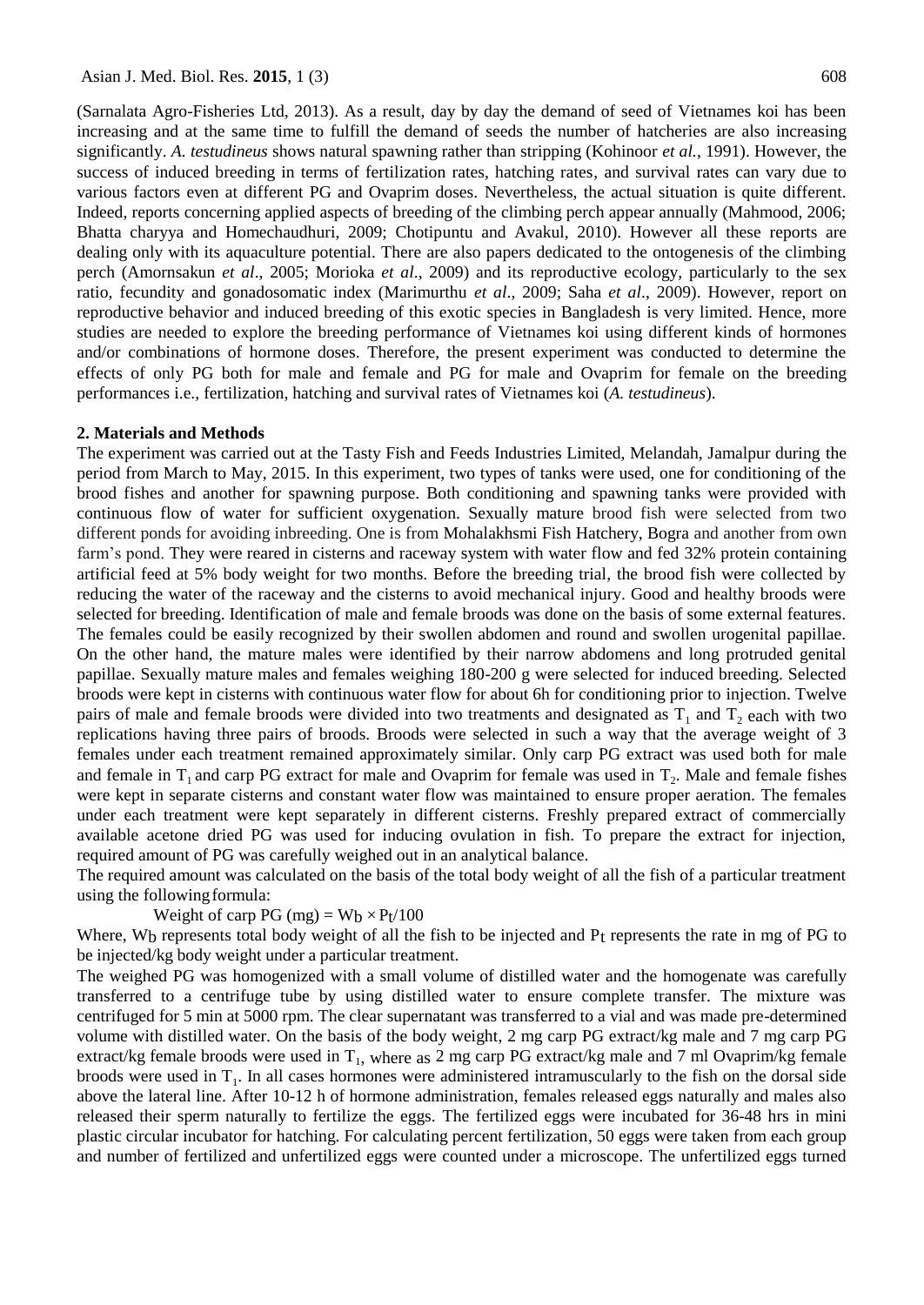(Sarnalata Agro-Fisheries Ltd, 2013). As a result, day by day the demand of seed of Vietnames koi has been increasing and at the same time to fulfill the demand of seeds the number of hatcheries are also increasing significantly. *A. testudineus* shows natural spawning rather than stripping (Kohinoor *et al.*, 1991). However, the success of induced breeding in terms of fertilization rates, hatching rates, and survival rates can vary due to various factors even at different PG and Ovaprim doses. Nevertheless, the actual situation is quite different. Indeed, reports concerning applied aspects of breeding of the climbing perch appear annually (Mahmood, 2006; Bhatta charyya and Homechaudhuri, 2009; Chotipuntu and Avakul, 2010). However all these reports are dealing only with its aquaculture potential. There are also papers dedicated to the ontogenesis of the climbing perch (Amornsakun *et al*., 2005; Morioka *et al*., 2009) and its reproductive ecology, particularly to the sex ratio, fecundity and gonadosomatic index (Marimurthu *et al*., 2009; Saha *et al*., 2009). However, report on reproductive behavior and induced breeding of this exotic species in Bangladesh is very limited. Hence, more studies are needed to explore the breeding performance of Vietnames koi using different kinds of hormones and/or combinations of hormone doses. Therefore, the present experiment was conducted to determine the effects of only PG both for male and female and PG for male and Ovaprim for female on the breeding performances i.e., fertilization, hatching and survival rates of Vietnames koi (*A. testudineus*).

## 2. Materials and Methods

The experiment was carried out at the Tasty Fish and Feeds Industries Limited, Melandah, Jamalpur during the period from March to May, 2015. In this experiment, two types of tanks were used, one for conditioning of the brood fishes and another for spawning purpose. Both conditioning and spawning tanks were provided with continuous flow of water for sufficient oxygenation. Sexually mature brood fish were selected from two different ponds for avoiding inbreeding. One is from Mohalakhsmi Fish Hatchery, Bogra and another from own farm's pond. They were reared in cisterns and raceway system with water flow and fed 32% protein containing artificial feed at 5% body weight for two months. Before the breeding trial, the brood fish were collected by reducing the water of the raceway and the cisterns to avoid mechanical injury. Good and healthy broods were selected for breeding. Identification of male and female broods was done on the basis of some external features. The females could be easily recognized by their swollen abdomen and round and swollen urogenital papillae. On the other hand, the mature males were identified by their narrow abdomens and long protruded genital papillae. Sexually mature males and females weighing 180-200 g were selected for induced breeding. Selected broods were kept in cisterns with continuous water flow for about 6h for conditioning prior to injection. Twelve pairs of male and female broods were divided into two treatments and designated as $T_1$ and $T_2$ each with two replications having three pairs of broods. Broods were selected in such a way that the average weight of 3 females under each treatment remained approximately similar. Only carp PG extract was used both for male and female in $T_1$ and carp PG extract for male and Ovaprim for female was used in $T_2$. Male and female fishes were kept in separate cisterns and constant water flow was maintained to ensure proper aeration. The females under each treatment were kept separately in different cisterns. Freshly prepared extract of commercially available acetone dried PG was used for inducing ovulation in fish. To prepare the extract for injection, required amount of PG was carefully weighed out in an analytical balance.

The required amount was calculated on the basis of the total body weight of all the fish of a particular treatment using the following formula:

$$\text{Weight of carp PG (mg)} = W_b \times P_t/100$$

Where, $W_b$ represents total body weight of all the fish to be injected and $P_t$ represents the rate in mg of PG to be injected/kg body weight under a particular treatment.

The weighed PG was homogenized with a small volume of distilled water and the homogenate was carefully transferred to a centrifuge tube by using distilled water to ensure complete transfer. The mixture was centrifuged for 5 min at 5000 rpm. The clear supernatant was transferred to a vial and was made pre-determined volume with distilled water. On the basis of the body weight, 2 mg carp PG extract/kg male and 7 mg carp PG extract/kg female broods were used in $T_1$, where as 2 mg carp PG extract/kg male and 7 ml Ovaprim/kg female broods were used in $T_1$. In all cases hormones were administered intramuscularly to the fish on the dorsal side above the lateral line. After 10-12 h of hormone administration, females released eggs naturally and males also released their sperm naturally to fertilize the eggs. The fertilized eggs were incubated for 36-48 hrs in mini plastic circular incubator for hatching. For calculating percent fertilization, 50 eggs were taken from each group and number of fertilized and unfertilized eggs were counted under a microscope. The unfertilized eggs turned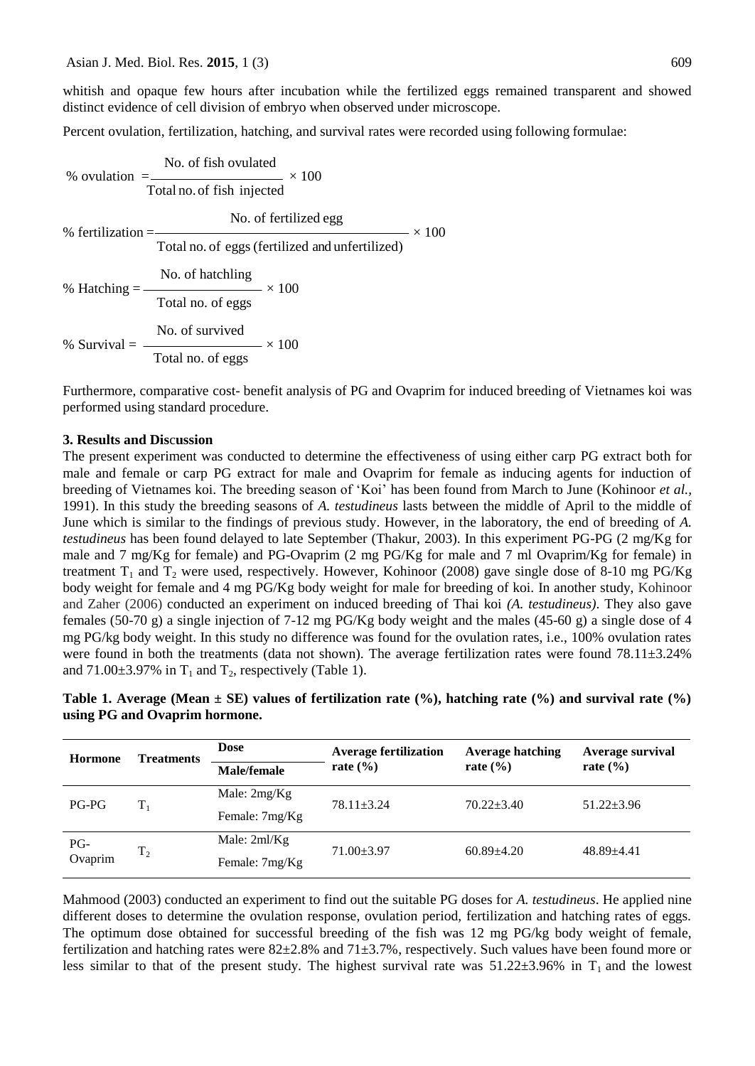whitish and opaque few hours after incubation while the fertilized eggs remained transparent and showed distinct evidence of cell division of embryo when observed under microscope.

Percent ovulation, fertilization, hatching, and survival rates were recorded using following formulae:

$$\% \text{ ovulation } = \frac{\text{No. of fish ovulated}}{\text{Total no. of fish injected}} \times 100$$

$$\% \text{ fertilization} = \frac{\text{No. of fertilized egg}}{\text{Total no. of eggs (fertilized and unfertilized)}} \times 100$$

$$\% \text{ Hatching} = \frac{\text{No. of hatchling}}{\text{Total no. of eggs}} \times 100$$

$$\% \text{ Survival} = \frac{\text{No. of survived}}{\text{Total no. of eggs}} \times 100$$

Furthermore, comparative cost- benefit analysis of PG and Ovaprim for induced breeding of Vietnames koi was performed using standard procedure.

## 3. Results and Discussion

The present experiment was conducted to determine the effectiveness of using either carp PG extract both for male and female or carp PG extract for male and Ovaprim for female as inducing agents for induction of breeding of Vietnames koi. The breeding season of 'Koi' has been found from March to June (Kohinoor *et al.,* 1991). In this study the breeding seasons of *A. testudineus* lasts between the middle of April to the middle of June which is similar to the findings of previous study. However, in the laboratory, the end of breeding of *A. testudineus* has been found delayed to late September (Thakur, 2003). In this experiment PG-PG (2 mg/Kg for male and 7 mg/Kg for female) and PG-Ovaprim (2 mg PG/Kg for male and 7 ml Ovaprim/Kg for female) in treatment $T_1$ and $T_2$ were used, respectively. However, Kohinoor (2008) gave single dose of 8-10 mg PG/Kg body weight for female and 4 mg PG/Kg body weight for male for breeding of koi. In another study, Kohinoor and Zaher (2006) conducted an experiment on induced breeding of Thai koi *(A. testudineus)*. They also gave females (50-70 g) a single injection of 7-12 mg PG/Kg body weight and the males (45-60 g) a single dose of 4 mg PG/kg body weight. In this study no difference was found for the ovulation rates, i.e., 100% ovulation rates were found in both the treatments (data not shown). The average fertilization rates were found 78.11±3.24% and 71.00±3.97% in $T_1$ and $T_2$, respectively (Table 1).

**Table 1. Average (Mean ± SE) values of fertilization rate (%), hatching rate (%) and survival rate (%) using PG and Ovaprim hormone.**

| Hormone | Treatments | Dose Male/female | Average fertilization rate (%) | Average hatching rate (%) | Average survival rate (%) |
|---|---|---|---|---|---|
| PG-PG | $T_1$ | Male: 2mg/Kg<br>Female: 7mg/Kg | 78.11±3.24 | 70.22±3.40 | 51.22±3.96 |
| PG-Ovaprim | $T_2$ | Male: 2ml/Kg<br>Female: 7mg/Kg | 71.00±3.97 | 60.89±4.20 | 48.89±4.41 |

Mahmood (2003) conducted an experiment to find out the suitable PG doses for *A. testudineus*. He applied nine different doses to determine the ovulation response, ovulation period, fertilization and hatching rates of eggs. The optimum dose obtained for successful breeding of the fish was 12 mg PG/kg body weight of female, fertilization and hatching rates were 82±2.8% and 71±3.7%, respectively. Such values have been found more or less similar to that of the present study. The highest survival rate was 51.22±3.96% in $T_1$ and the lowest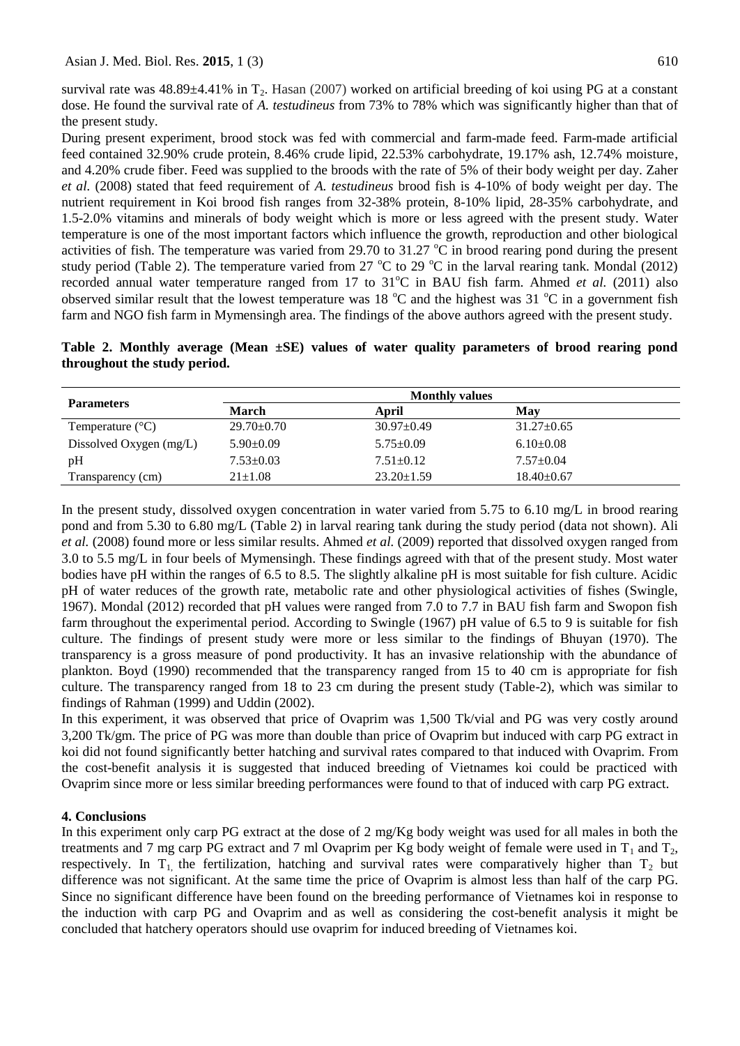survival rate was 48.89±4.41% in $T_2$. Hasan (2007) worked on artificial breeding of koi using PG at a constant dose. He found the survival rate of *A. testudineus* from 73% to 78% which was significantly higher than that of the present study.

During present experiment, brood stock was fed with commercial and farm-made feed. Farm-made artificial feed contained 32.90% crude protein, 8.46% crude lipid, 22.53% carbohydrate, 19.17% ash, 12.74% moisture, and 4.20% crude fiber. Feed was supplied to the broods with the rate of 5% of their body weight per day. Zaher *et al.* (2008) stated that feed requirement of *A. testudineus* brood fish is 4-10% of body weight per day. The nutrient requirement in Koi brood fish ranges from 32-38% protein, 8-10% lipid, 28-35% carbohydrate, and 1.5-2.0% vitamins and minerals of body weight which is more or less agreed with the present study. Water temperature is one of the most important factors which influence the growth, reproduction and other biological activities of fish. The temperature was varied from 29.70 to 31.27 °C in brood rearing pond during the present study period (Table 2). The temperature varied from 27 °C to 29 °C in the larval rearing tank. Mondal (2012) recorded annual water temperature ranged from 17 to 31°C in BAU fish farm. Ahmed *et al.* (2011) also observed similar result that the lowest temperature was 18 °C and the highest was 31 °C in a government fish farm and NGO fish farm in Mymensingh area. The findings of the above authors agreed with the present study.

**Table 2. Monthly average (Mean ±SE) values of water quality parameters of brood rearing pond throughout the study period.**

| Parameters | Monthly values | | |
|---|---|---|---|
| | March | April | May |
| Temperature (°C) | 29.70±0.70 | 30.97±0.49 | 31.27±0.65 |
| Dissolved Oxygen (mg/L) | 5.90±0.09 | 5.75±0.09 | 6.10±0.08 |
| pH | 7.53±0.03 | 7.51±0.12 | 7.57±0.04 |
| Transparency (cm) | 21±1.08 | 23.20±1.59 | 18.40±0.67 |

In the present study, dissolved oxygen concentration in water varied from 5.75 to 6.10 mg/L in brood rearing pond and from 5.30 to 6.80 mg/L (Table 2) in larval rearing tank during the study period (data not shown). Ali *et al.* (2008) found more or less similar results. Ahmed *et al.* (2009) reported that dissolved oxygen ranged from 3.0 to 5.5 mg/L in four beels of Mymensingh. These findings agreed with that of the present study. Most water bodies have pH within the ranges of 6.5 to 8.5. The slightly alkaline pH is most suitable for fish culture. Acidic pH of water reduces of the growth rate, metabolic rate and other physiological activities of fishes (Swingle, 1967). Mondal (2012) recorded that pH values were ranged from 7.0 to 7.7 in BAU fish farm and Swopon fish farm throughout the experimental period. According to Swingle (1967) pH value of 6.5 to 9 is suitable for fish culture. The findings of present study were more or less similar to the findings of Bhuyan (1970). The transparency is a gross measure of pond productivity. It has an invasive relationship with the abundance of plankton. Boyd (1990) recommended that the transparency ranged from 15 to 40 cm is appropriate for fish culture. The transparency ranged from 18 to 23 cm during the present study (Table-2), which was similar to findings of Rahman (1999) and Uddin (2002).

In this experiment, it was observed that price of Ovaprim was 1,500 Tk/vial and PG was very costly around 3,200 Tk/gm. The price of PG was more than double than price of Ovaprim but induced with carp PG extract in koi did not found significantly better hatching and survival rates compared to that induced with Ovaprim. From the cost-benefit analysis it is suggested that induced breeding of Vietnames koi could be practiced with Ovaprim since more or less similar breeding performances were found to that of induced with carp PG extract.

## 4. Conclusions

In this experiment only carp PG extract at the dose of 2 mg/Kg body weight was used for all males in both the treatments and 7 mg carp PG extract and 7 ml Ovaprim per Kg body weight of female were used in $T_1$ and $T_2$, respectively. In $T_1$, the fertilization, hatching and survival rates were comparatively higher than $T_2$ but difference was not significant. At the same time the price of Ovaprim is almost less than half of the carp PG. Since no significant difference have been found on the breeding performance of Vietnames koi in response to the induction with carp PG and Ovaprim and as well as considering the cost-benefit analysis it might be concluded that hatchery operators should use ovaprim for induced breeding of Vietnames koi.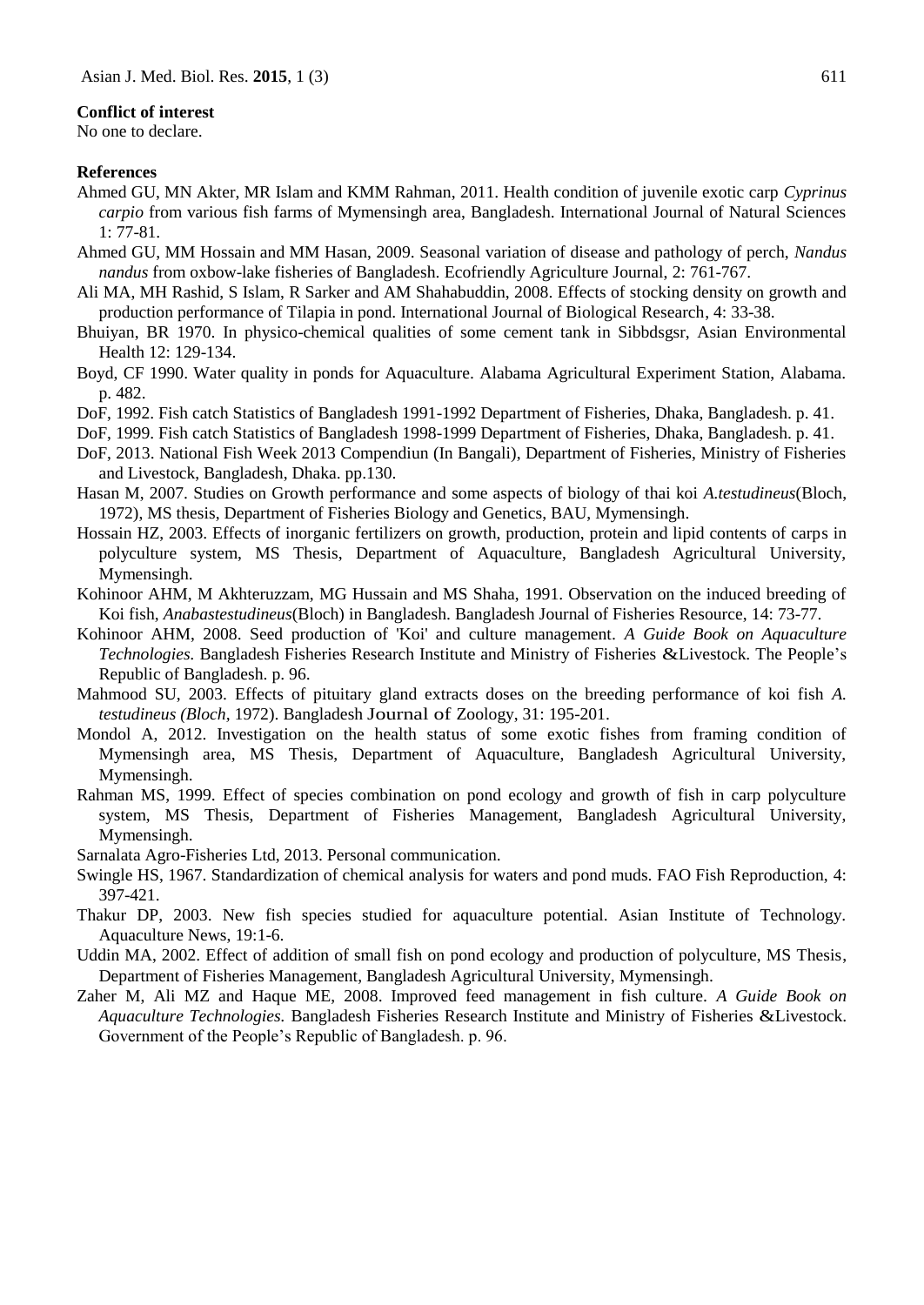**Conflict of interest**

No one to declare.

**References**

Ahmed GU, MN Akter, MR Islam and KMM Rahman, 2011. Health condition of juvenile exotic carp *Cyprinus carpio* from various fish farms of Mymensingh area, Bangladesh. International Journal of Natural Sciences 1: 77-81.

Ahmed GU, MM Hossain and MM Hasan, 2009. Seasonal variation of disease and pathology of perch, *Nandus nandus* from oxbow-lake fisheries of Bangladesh. Ecofriendly Agriculture Journal, 2: 761-767.

Ali MA, MH Rashid, S Islam, R Sarker and AM Shahabuddin, 2008. Effects of stocking density on growth and production performance of Tilapia in pond. International Journal of Biological Research, 4: 33-38.

Bhuiyan, BR 1970. In physico-chemical qualities of some cement tank in Sibbdsgsr, Asian Environmental Health 12: 129-134.

Boyd, CF 1990. Water quality in ponds for Aquaculture. Alabama Agricultural Experiment Station, Alabama. p. 482.

DoF, 1992. Fish catch Statistics of Bangladesh 1991-1992 Department of Fisheries, Dhaka, Bangladesh. p. 41.

DoF, 1999. Fish catch Statistics of Bangladesh 1998-1999 Department of Fisheries, Dhaka, Bangladesh. p. 41.

DoF, 2013. National Fish Week 2013 Compendiun (In Bangali), Department of Fisheries, Ministry of Fisheries and Livestock, Bangladesh, Dhaka. pp.130.

Hasan M, 2007. Studies on Growth performance and some aspects of biology of thai koi *A.testudineus*(Bloch, 1972), MS thesis, Department of Fisheries Biology and Genetics, BAU, Mymensingh.

Hossain HZ, 2003. Effects of inorganic fertilizers on growth, production, protein and lipid contents of carps in polyculture system, MS Thesis, Department of Aquaculture, Bangladesh Agricultural University, Mymensingh.

Kohinoor AHM, M Akhteruzzam, MG Hussain and MS Shaha, 1991. Observation on the induced breeding of Koi fish, *Anabastestudineus*(Bloch) in Bangladesh. Bangladesh Journal of Fisheries Resource, 14: 73-77.

Kohinoor AHM, 2008. Seed production of 'Koi' and culture management. *A Guide Book on Aquaculture Technologies*. Bangladesh Fisheries Research Institute and Ministry of Fisheries &Livestock. The People's Republic of Bangladesh. p. 96.

Mahmood SU, 2003. Effects of pituitary gland extracts doses on the breeding performance of koi fish *A. testudineus (Bloch*, 1972). Bangladesh Journal of Zoology, 31: 195-201.

Mondol A, 2012. Investigation on the health status of some exotic fishes from framing condition of Mymensingh area, MS Thesis, Department of Aquaculture, Bangladesh Agricultural University, Mymensingh.

Rahman MS, 1999. Effect of species combination on pond ecology and growth of fish in carp polyculture system, MS Thesis, Department of Fisheries Management, Bangladesh Agricultural University, Mymensingh.

Sarnalata Agro-Fisheries Ltd, 2013. Personal communication.

Swingle HS, 1967. Standardization of chemical analysis for waters and pond muds. FAO Fish Reproduction, 4: 397-421.

Thakur DP, 2003. New fish species studied for aquaculture potential. Asian Institute of Technology. Aquaculture News, 19:1-6.

Uddin MA, 2002. Effect of addition of small fish on pond ecology and production of polyculture, MS Thesis, Department of Fisheries Management, Bangladesh Agricultural University, Mymensingh.

Zaher M, Ali MZ and Haque ME, 2008. Improved feed management in fish culture. *A Guide Book on Aquaculture Technologies.* Bangladesh Fisheries Research Institute and Ministry of Fisheries &Livestock. Government of the People's Republic of Bangladesh. p. 96.